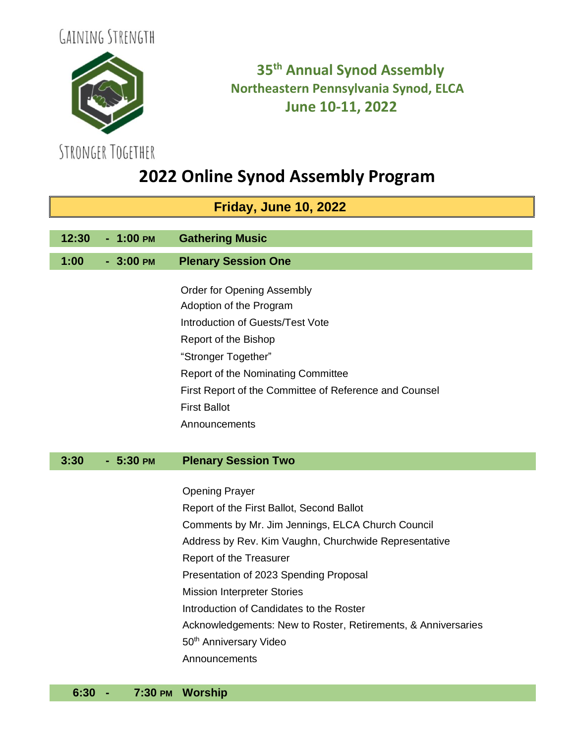GAINING STRENGTH

STRONGER TOGETHER

**35th Annual Synod Assembly**
**Northeastern Pennsylvania Synod, ELCA**
**June 10-11, 2022**

# 2022 Online Synod Assembly Program

## Friday, June 10, 2022

**12:30 - 1:00 PM Gathering Music**

**1:00 - 3:00 PM Plenary Session One**

- Order for Opening Assembly
- Adoption of the Program
- Introduction of Guests/Test Vote
- Report of the Bishop
- "Stronger Together"
- Report of the Nominating Committee
- First Report of the Committee of Reference and Counsel
- First Ballot
- Announcements

**3:30 - 5:30 PM Plenary Session Two**

- Opening Prayer
- Report of the First Ballot, Second Ballot
- Comments by Mr. Jim Jennings, ELCA Church Council
- Address by Rev. Kim Vaughn, Churchwide Representative
- Report of the Treasurer
- Presentation of 2023 Spending Proposal
- Mission Interpreter Stories
- Introduction of Candidates to the Roster
- Acknowledgements: New to Roster, Retirements, & Anniversaries
- 50th Anniversary Video
- Announcements

**6:30 - 7:30 PM Worship**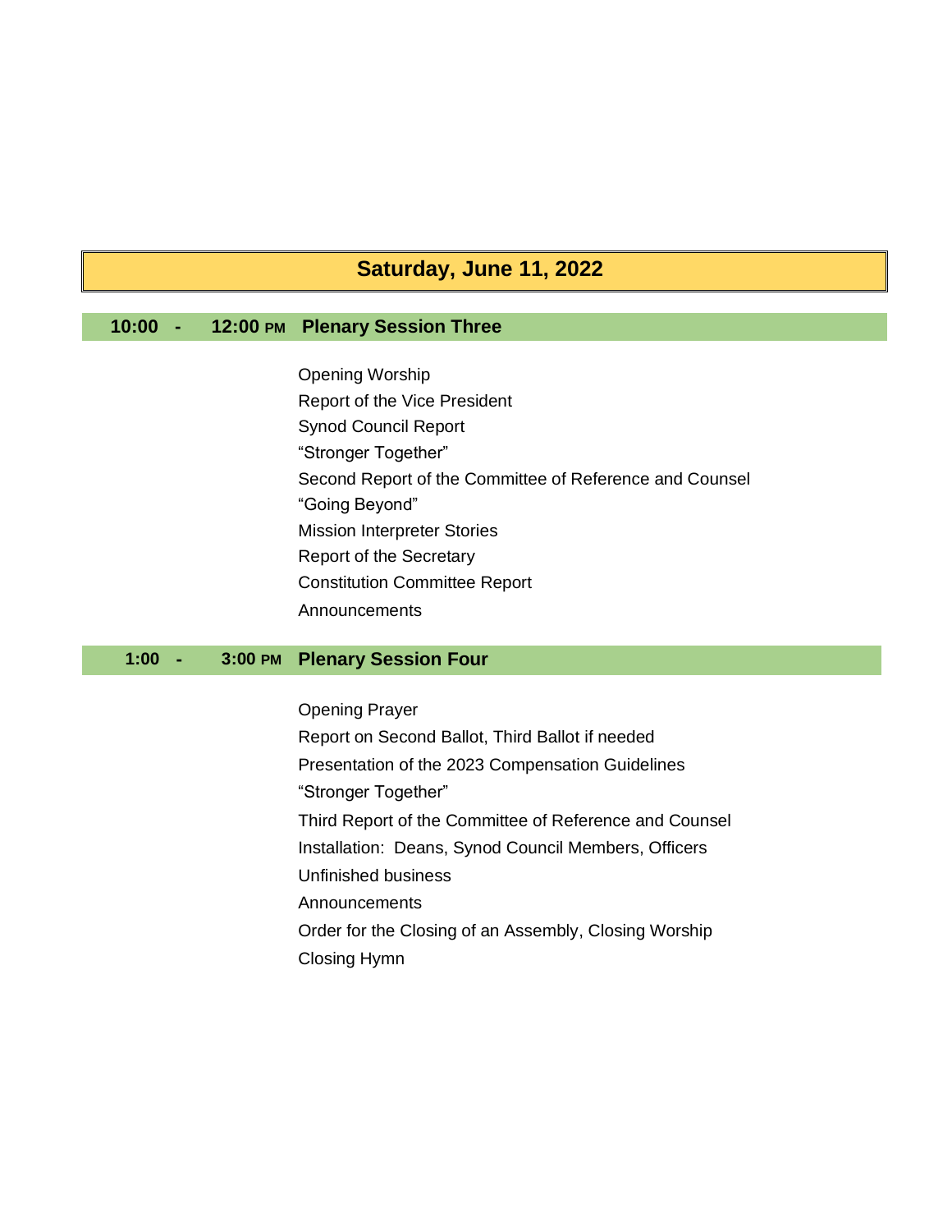# Saturday, June 11, 2022

## 10:00 - 12:00 PM Plenary Session Three

Opening Worship
Report of the Vice President
Synod Council Report
"Stronger Together"
Second Report of the Committee of Reference and Counsel
"Going Beyond"
Mission Interpreter Stories
Report of the Secretary
Constitution Committee Report
Announcements

## 1:00 - 3:00 PM Plenary Session Four

Opening Prayer
Report on Second Ballot, Third Ballot if needed
Presentation of the 2023 Compensation Guidelines
"Stronger Together"
Third Report of the Committee of Reference and Counsel
Installation: Deans, Synod Council Members, Officers
Unfinished business
Announcements
Order for the Closing of an Assembly, Closing Worship
Closing Hymn